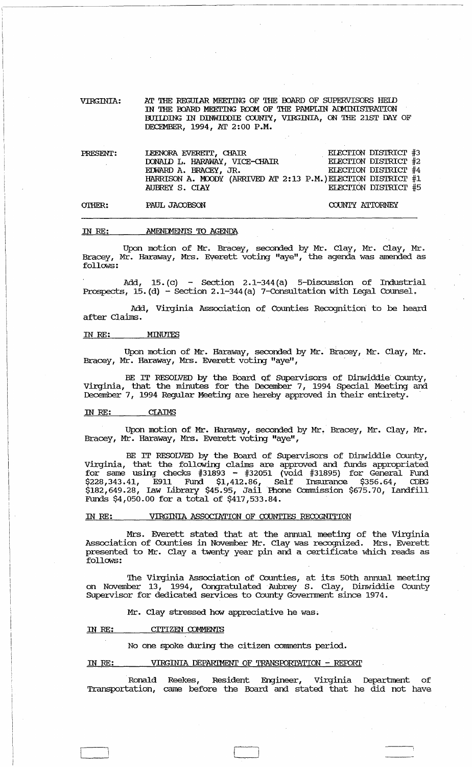VIRGINIA: AT THE REGULAR MEETING OF THE BOARD OF SUPERVISORS HELD IN THE BOARD MEETING ROOM OF THE PAMPLIN ADMINISTRATION BUILDING IN DINWIDDIE COUNTY, VIRGINIA, ON THE 21ST DAY OF DECEMBER, 1994, AT 2:00 P.M.

| | | |
|---|---|---|
| PRESENT: | LEENORA EVERETT, CHAIR | ELECTION DISTRICT #3 |
| | DONALD L. HARAWAY, VICE-CHAIR | ELECTION DISTRICT #2 |
| | EDWARD A. BRACEY, JR. | ELECTION DISTRICT #4 |
| | HARRISON A. MOODY (ARRIVED AT 2:13 P.M.) | ELECTION DISTRICT #1 |
| | AUBREY S. CLAY | ELECTION DISTRICT #5 |
| OTHER: | PAUL JACOBSON | COUNTY ATTORNEY |

IN RE: AMENDMENTS TO AGENDA

Upon motion of Mr. Bracey, seconded by Mr. Clay, Mr. Clay, Mr. Bracey, Mr. Haraway, Mrs. Everett voting "aye", the agenda was amended as follows:

Add, 15.(c) - Section 2.1-344(a) 5-Discussion of Industrial Prospects, 15.(d) - Section 2.1-344(a) 7-Consultation with Legal Counsel.

Add, Virginia Association of Counties Recognition to be heard after Claims.

IN RE: MINUTES

Upon motion of Mr. Haraway, seconded by Mr. Bracey, Mr. Clay, Mr. Bracey, Mr. Haraway, Mrs. Everett voting "aye",

BE IT RESOLVED by the Board of Supervisors of Dinwiddie County, Virginia, that the minutes for the December 7, 1994 Special Meeting and December 7, 1994 Regular Meeting are hereby approved in their entirety.

IN RE: CLAIMS

Upon motion of Mr. Haraway, seconded by Mr. Bracey, Mr. Clay, Mr. Bracey, Mr. Haraway, Mrs. Everett voting "aye",

BE IT RESOLVED by the Board of Supervisors of Dinwiddie County, Virginia, that the following claims are approved and funds appropriated for same using checks #31893 - #32051 (void #31895) for General Fund $228,343.41, E911 Fund $1,412.86, Self Insurance $356.64, CDBG $182,649.28, Law Library $45.95, Jail Phone Commission $675.70, Landfill Funds $4,050.00 for a total of $417,533.84.

IN RE: VIRGINIA ASSOCIATION OF COUNTIES RECOGNITION

Mrs. Everett stated that at the annual meeting of the Virginia Association of Counties in November Mr. Clay was recognized. Mrs. Everett presented to Mr. Clay a twenty year pin and a certificate which reads as follows:

The Virginia Association of Counties, at its 50th annual meeting on November 13, 1994, Congratulated Aubrey S. Clay, Dinwiddie County Supervisor for dedicated services to County Government since 1974.

Mr. Clay stressed how appreciative he was.

IN RE: CITIZEN COMMENTS

No one spoke during the citizen comments period.

IN RE: VIRGINIA DEPARTMENT OF TRANSPORTATION - REPORT

Ronald Reekes, Resident Engineer, Virginia Department of Transportation, came before the Board and stated that he did not have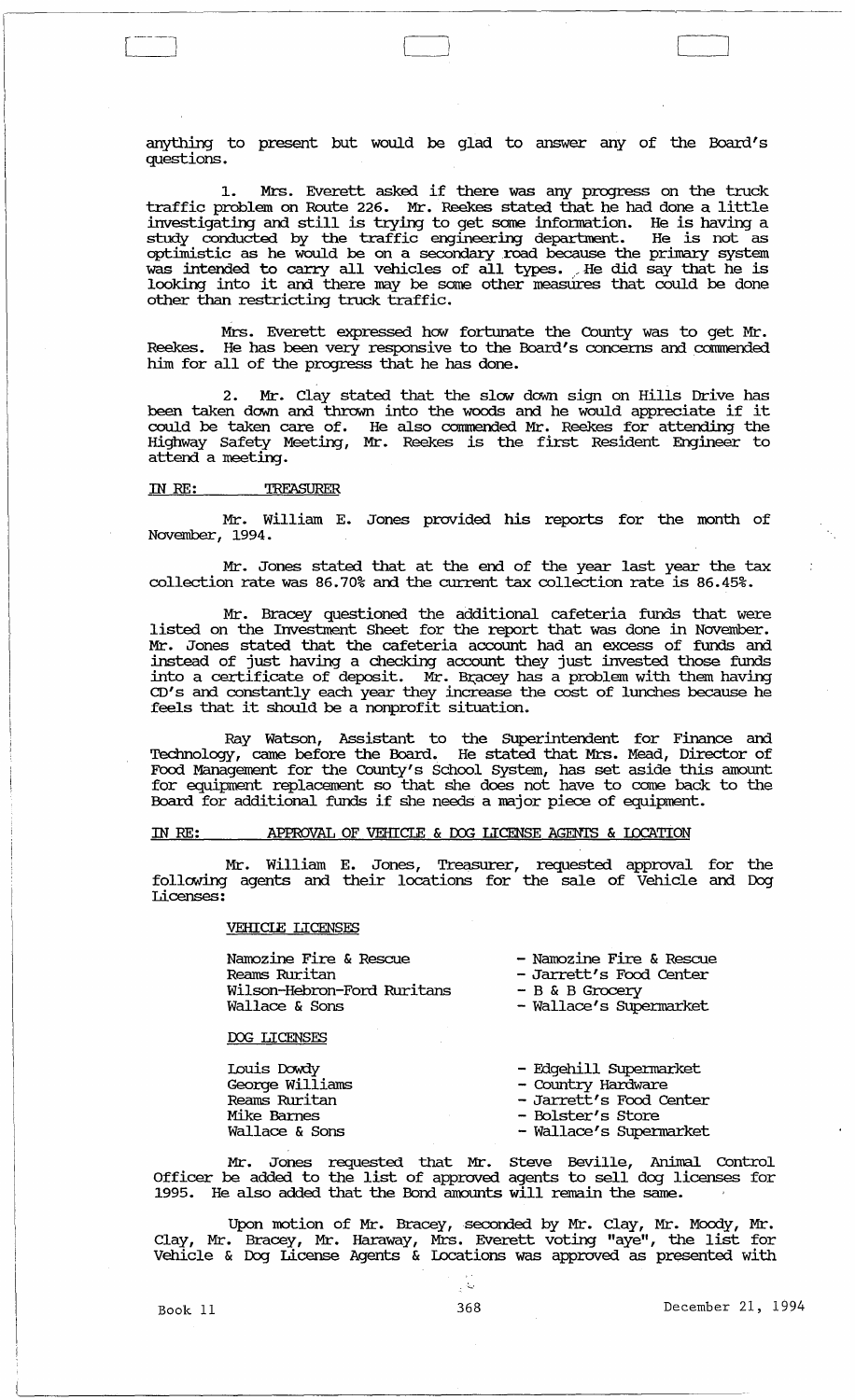anything to present but would be glad to answer any of the Board's questions.

1. Mrs. Everett asked if there was any progress on the truck traffic problem on Route 226. Mr. Reekes stated that he had done a little investigating and still is trying to get some information. He is having a study conducted by the traffic engineering department. He is not as optimistic as he would be on a secondary road because the primary system was intended to carry all vehicles of all types. He did say that he is looking into it and there may be some other measures that could be done other than restricting truck traffic.

Mrs. Everett expressed how fortunate the County was to get Mr. Reekes. He has been very responsive to the Board's concerns and commended him for all of the progress that he has done.

2. Mr. Clay stated that the slow down sign on Hills Drive has been taken down and thrown into the woods and he would appreciate if it could be taken care of. He also commended Mr. Reekes for attending the Highway Safety Meeting, Mr. Reekes is the first Resident Engineer to attend a meeting.

IN RE: TREASURER

Mr. William E. Jones provided his reports for the month of November, 1994.

Mr. Jones stated that at the end of the year last year the tax collection rate was 86.70% and the current tax collection rate is 86.45%.

Mr. Bracey questioned the additional cafeteria funds that were listed on the Investment Sheet for the report that was done in November. Mr. Jones stated that the cafeteria account had an excess of funds and instead of just having a checking account they just invested those funds into a certificate of deposit. Mr. Bracey has a problem with them having CD's and constantly each year they increase the cost of lunches because he feels that it should be a nonprofit situation.

Ray Watson, Assistant to the Superintendent for Finance and Technology, came before the Board. He stated that Mrs. Mead, Director of Food Management for the County's School System, has set aside this amount for equipment replacement so that she does not have to come back to the Board for additional funds if she needs a major piece of equipment.

IN RE: APPROVAL OF VEHICLE & DOG LICENSE AGENTS & LOCATION

Mr. William E. Jones, Treasurer, requested approval for the following agents and their locations for the sale of Vehicle and Dog Licenses:

VEHICLE LICENSES

| | |
|---|---|
| Namozine Fire & Rescue | - Namozine Fire & Rescue |
| Reams Ruritan | - Jarrett's Food Center |
| Wilson-Hebron-Ford Ruritans | - B & B Grocery |
| Wallace & Sons | - Wallace's Supermarket |

DOG LICENSES

| | |
|---|---|
| Louis Dowdy | - Edgehill Supermarket |
| George Williams | - Country Hardware |
| Reams Ruritan | - Jarrett's Food Center |
| Mike Barnes | - Bolster's Store |
| Wallace & Sons | - Wallace's Supermarket |

Mr. Jones requested that Mr. Steve Beville, Animal Control Officer be added to the list of approved agents to sell dog licenses for 1995. He also added that the Bond amounts will remain the same.

Upon motion of Mr. Bracey, seconded by Mr. Clay, Mr. Moody, Mr. Clay, Mr. Bracey, Mr. Haraway, Mrs. Everett voting "aye", the list for Vehicle & Dog License Agents & Locations was approved as presented with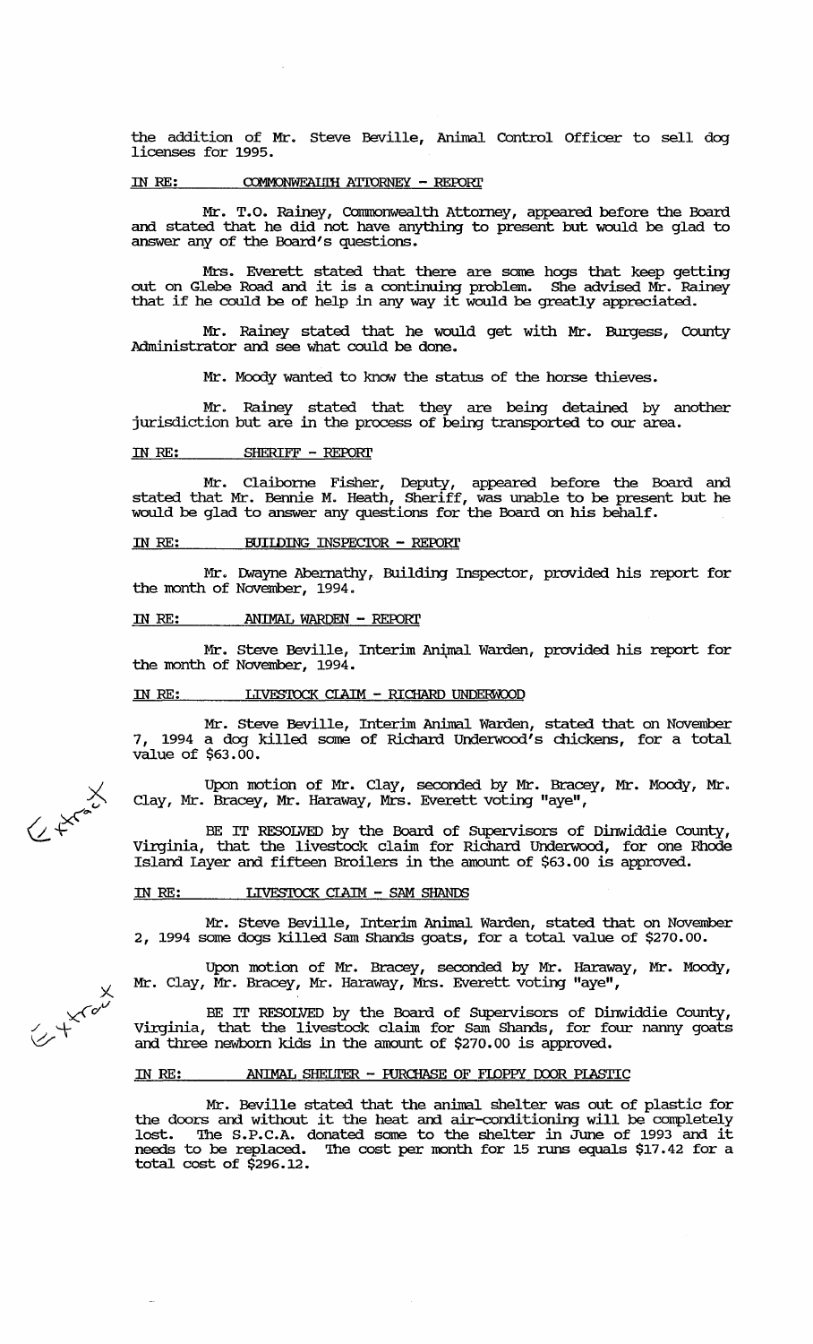the addition of Mr. Steve Beville, Animal Control Officer to sell dog licenses for 1995.

IN RE: COMMONWEALTH ATTORNEY - REPORT

Mr. T.O. Rainey, Commonwealth Attorney, appeared before the Board and stated that he did not have anything to present but would be glad to answer any of the Board's questions.

Mrs. Everett stated that there are some hogs that keep getting out on Glebe Road and it is a continuing problem. She advised Mr. Rainey that if he could be of help in any way it would be greatly appreciated.

Mr. Rainey stated that he would get with Mr. Burgess, County Administrator and see what could be done.

Mr. Moody wanted to know the status of the horse thieves.

Mr. Rainey stated that they are being detained by another jurisdiction but are in the process of being transported to our area.

IN RE: SHERIFF - REPORT

Mr. Claiborne Fisher, Deputy, appeared before the Board and stated that Mr. Bennie M. Heath, Sheriff, was unable to be present but he would be glad to answer any questions for the Board on his behalf.

IN RE: BUILDING INSPECTOR - REPORT

Mr. Dwayne Abernathy, Building Inspector, provided his report for the month of November, 1994.

IN RE: ANIMAL WARDEN - REPORT

Mr. Steve Beville, Interim Animal Warden, provided his report for the month of November, 1994.

IN RE: LIVESTOCK CLAIM - RICHARD UNDERWOOD

Mr. Steve Beville, Interim Animal Warden, stated that on November 7, 1994 a dog killed some of Richard Underwood's chickens, for a total value of $63.00.

Upon motion of Mr. Clay, seconded by Mr. Bracey, Mr. Moody, Mr. Clay, Mr. Bracey, Mr. Haraway, Mrs. Everett voting "aye",

BE IT RESOLVED by the Board of Supervisors of Dinwiddie County, Virginia, that the livestock claim for Richard Underwood, for one Rhode Island Layer and fifteen Broilers in the amount of $63.00 is approved.

IN RE: LIVESTOCK CLAIM - SAM SHANDS

Mr. Steve Beville, Interim Animal Warden, stated that on November 2, 1994 some dogs killed Sam Shands goats, for a total value of $270.00.

Upon motion of Mr. Bracey, seconded by Mr. Haraway, Mr. Moody, Mr. Clay, Mr. Bracey, Mr. Haraway, Mrs. Everett voting "aye",

BE IT RESOLVED by the Board of Supervisors of Dinwiddie County, Virginia, that the livestock claim for Sam Shands, for four nanny goats and three newborn kids in the amount of $270.00 is approved.

IN RE: ANIMAL SHELTER - PURCHASE OF FLOPPY DOOR PLASTIC

Mr. Beville stated that the animal shelter was out of plastic for the doors and without it the heat and air-conditioning will be completely lost. The S.P.C.A. donated some to the shelter in June of 1993 and it needs to be replaced. The cost per month for 15 runs equals $17.42 for a total cost of $296.12.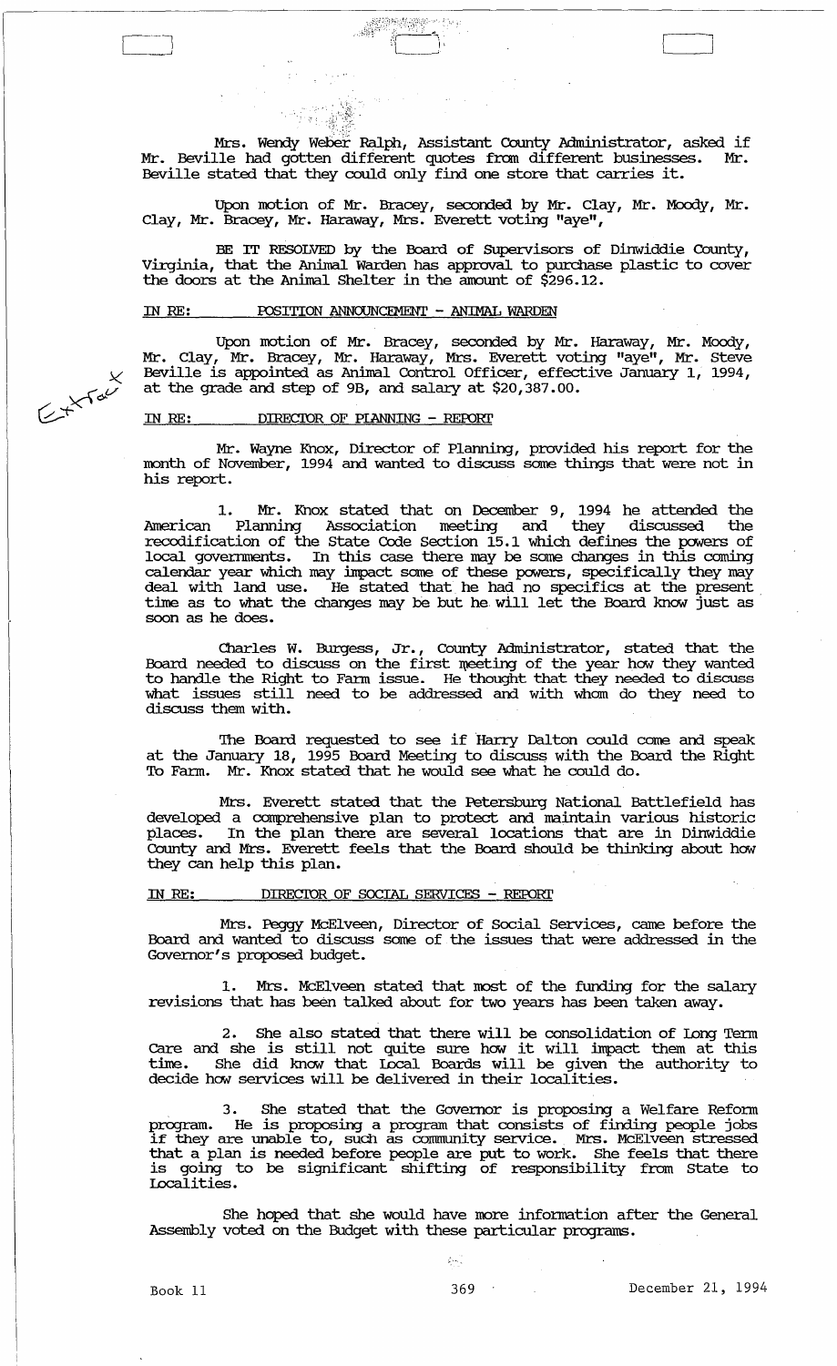Mrs. Wendy Weber Ralph, Assistant County Administrator, asked if Mr. Beville had gotten different quotes from different businesses. Mr. Beville stated that they could only find one store that carries it.

Upon motion of Mr. Bracey, seconded by Mr. Clay, Mr. Moody, Mr. Clay, Mr. Bracey, Mr. Haraway, Mrs. Everett voting "aye",

BE IT RESOLVED by the Board of Supervisors of Dinwiddie County, Virginia, that the Animal Warden has approval to purchase plastic to cover the doors at the Animal Shelter in the amount of $296.12.

IN RE: POSITION ANNOUNCEMENT - ANIMAL WARDEN

Upon motion of Mr. Bracey, seconded by Mr. Haraway, Mr. Moody, Mr. Clay, Mr. Bracey, Mr. Haraway, Mrs. Everett voting "aye", Mr. Steve Beville is appointed as Animal Control Officer, effective January 1, 1994, at the grade and step of 9B, and salary at $20,387.00.

IN RE: DIRECTOR OF PLANNING - REPORT

Mr. Wayne Knox, Director of Planning, provided his report for the month of November, 1994 and wanted to discuss some things that were not in his report.

1. Mr. Knox stated that on December 9, 1994 he attended the American Planning Association meeting and they discussed the recodification of the State Code Section 15.1 which defines the powers of local governments. In this case there may be some changes in this coming calendar year which may impact some of these powers, specifically they may deal with land use. He stated that he had no specifics at the present time as to what the changes may be but he will let the Board know just as soon as he does.

Charles W. Burgess, Jr., County Administrator, stated that the Board needed to discuss on the first meeting of the year how they wanted to handle the Right to Farm issue. He thought that they needed to discuss what issues still need to be addressed and with whom do they need to discuss them with.

The Board requested to see if Harry Dalton could come and speak at the January 18, 1995 Board Meeting to discuss with the Board the Right To Farm. Mr. Knox stated that he would see what he could do.

Mrs. Everett stated that the Petersburg National Battlefield has developed a comprehensive plan to protect and maintain various historic places. In the plan there are several locations that are in Dinwiddie County and Mrs. Everett feels that the Board should be thinking about how they can help this plan.

IN RE: DIRECTOR OF SOCIAL SERVICES - REPORT

Mrs. Peggy McElveen, Director of Social Services, came before the Board and wanted to discuss some of the issues that were addressed in the Governor's proposed budget.

1. Mrs. McElveen stated that most of the funding for the salary revisions that has been talked about for two years has been taken away.

2. She also stated that there will be consolidation of Long Term Care and she is still not quite sure how it will impact them at this time. She did know that Local Boards will be given the authority to decide how services will be delivered in their localities.

3. She stated that the Governor is proposing a Welfare Reform program. He is proposing a program that consists of finding people jobs if they are unable to, such as community service. Mrs. McElveen stressed that a plan is needed before people are put to work. She feels that there is going to be significant shifting of responsibility from State to Localities.

She hoped that she would have more information after the General Assembly voted on the Budget with these particular programs.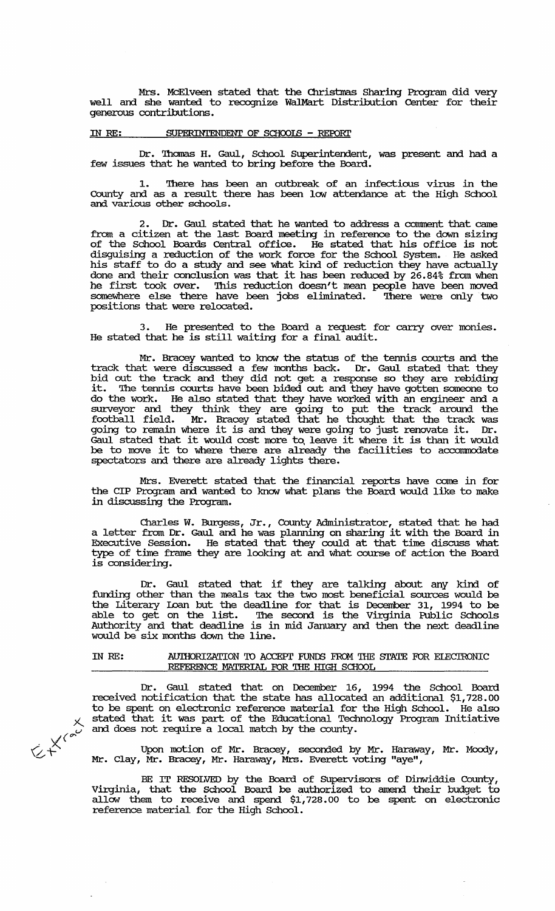Mrs. McElveen stated that the Christmas Sharing Program did very well and she wanted to recognize WalMart Distribution Center for their generous contributions.

IN RE: SUPERINTENDENT OF SCHOOLS - REPORT

Dr. Thomas H. Gaul, School Superintendent, was present and had a few issues that he wanted to bring before the Board.

1. There has been an outbreak of an infectious virus in the County and as a result there has been low attendance at the High School and various other schools.

2. Dr. Gaul stated that he wanted to address a comment that came from a citizen at the last Board meeting in reference to the down sizing of the School Boards Central office. He stated that his office is not disguising a reduction of the work force for the School System. He asked his staff to do a study and see what kind of reduction they have actually done and their conclusion was that it has been reduced by 26.84% from when he first took over. This reduction doesn't mean people have been moved somewhere else there have been jobs eliminated. There were only two positions that were relocated.

3. He presented to the Board a request for carry over monies. He stated that he is still waiting for a final audit.

Mr. Bracey wanted to know the status of the tennis courts and the track that were discussed a few months back. Dr. Gaul stated that they bid out the track and they did not get a response so they are rebiding it. The tennis courts have been bided out and they have gotten someone to do the work. He also stated that they have worked with an engineer and a surveyor and they think they are going to put the track around the football field. Mr. Bracey stated that he thought that the track was going to remain where it is and they were going to just renovate it. Dr. Gaul stated that it would cost more to leave it where it is than it would be to move it to where there are already the facilities to accommodate spectators and there are already lights there.

Mrs. Everett stated that the financial reports have come in for the CIP Program and wanted to know what plans the Board would like to make in discussing the Program.

Charles W. Burgess, Jr., County Administrator, stated that he had a letter from Dr. Gaul and he was planning on sharing it with the Board in Executive Session. He stated that they could at that time discuss what type of time frame they are looking at and what course of action the Board is considering.

Dr. Gaul stated that if they are talking about any kind of funding other than the meals tax the two most beneficial sources would be the Literary Loan but the deadline for that is December 31, 1994 to be able to get on the list. The second is the Virginia Public Schools Authority and that deadline is in mid January and then the next deadline would be six months down the line.

IN RE: AUTHORIZATION TO ACCEPT FUNDS FROM THE STATE FOR ELECTRONIC REFERENCE MATERIAL FOR THE HIGH SCHOOL

Dr. Gaul stated that on December 16, 1994 the School Board received notification that the state has allocated an additional $1,728.00 to be spent on electronic reference material for the High School. He also stated that it was part of the Educational Technology Program Initiative and does not require a local match by the county.

Upon motion of Mr. Bracey, seconded by Mr. Haraway, Mr. Moody, Mr. Clay, Mr. Bracey, Mr. Haraway, Mrs. Everett voting "aye",

BE IT RESOLVED by the Board of Supervisors of Dinwiddie County, Virginia, that the School Board be authorized to amend their budget to allow them to receive and spend $1,728.00 to be spent on electronic reference material for the High School.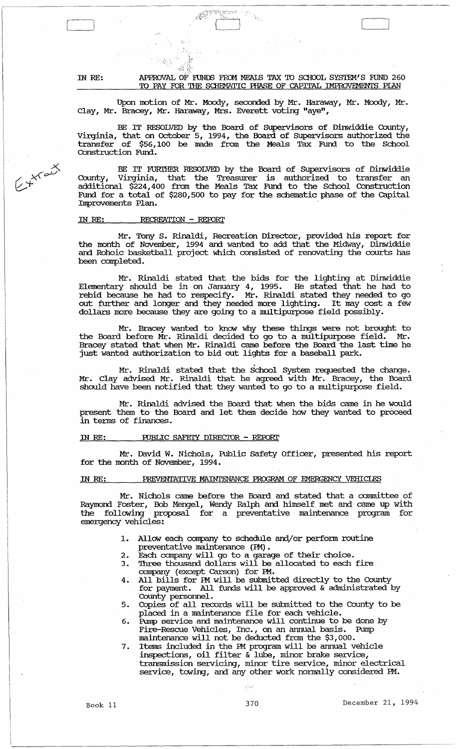IN RE: APPROVAL OF FUNDS FROM MEALS TAX TO SCHOOL SYSTEM'S FUND 260 TO PAY FOR THE SCHEMATIC PHASE OF CAPITAL IMPROVEMENTS PLAN

Upon motion of Mr. Moody, seconded by Mr. Haraway, Mr. Moody, Mr. Clay, Mr. Bracey, Mr. Haraway, Mrs. Everett voting "aye",

BE IT RESOLVED by the Board of Supervisors of Dinwiddie County, Virginia, that on October 5, 1994, the Board of Supervisors authorized the transfer of $56,100 be made from the Meals Tax Fund to the School Construction Fund.

BE IT FURTHER RESOLVED by the Board of Supervisors of Dinwiddie County, Virginia, that the Treasurer is authorized to transfer an additional $224,400 from the Meals Tax Fund to the School Construction Fund for a total of $280,500 to pay for the schematic phase of the Capital Improvements Plan.

IN RE: RECREATION - REPORT

Mr. Tony S. Rinaldi, Recreation Director, provided his report for the month of November, 1994 and wanted to add that the Midway, Dinwiddie and Rohoic basketball project which consisted of renovating the courts has been completed.

Mr. Rinaldi stated that the bids for the lighting at Dinwiddie Elementary should be in on January 4, 1995. He stated that he had to rebid because he had to respecify. Mr. Rinaldi stated they needed to go out further and longer and they needed more lighting. It may cost a few dollars more because they are going to a multipurpose field possibly.

Mr. Bracey wanted to know why these things were not brought to the Board before Mr. Rinaldi decided to go to a multipurpose field. Mr. Bracey stated that when Mr. Rinaldi came before the Board the last time he just wanted authorization to bid out lights for a baseball park.

Mr. Rinaldi stated that the School System requested the change. Mr. Clay advised Mr. Rinaldi that he agreed with Mr. Bracey, the Board should have been notified that they wanted to go to a multipurpose field.

Mr. Rinaldi advised the Board that when the bids came in he would present them to the Board and let them decide how they wanted to proceed in terms of finances.

IN RE: PUBLIC SAFETY DIRECTOR - REPORT

Mr. David W. Nichols, Public Safety Officer, presented his report for the month of November, 1994.

IN RE: PREVENTATIVE MAINTENANCE PROGRAM OF EMERGENCY VEHICLES

Mr. Nichols came before the Board and stated that a committee of Raymond Foster, Bob Mengel, Wendy Ralph and himself met and came up with the following proposal for a preventative maintenance program for emergency vehicles:

1. Allow each company to schedule and/or perform routine preventative maintenance (PM).
2. Each company will go to a garage of their choice.
3. Three thousand dollars will be allocated to each fire company (except Carson) for PM.
4. All bills for PM will be submitted directly to the County for payment. All funds will be approved & administrated by County personnel.
5. Copies of all records will be submitted to the County to be placed in a maintenance file for each vehicle.
6. Pump service and maintenance will continue to be done by Fire-Rescue Vehicles, Inc., on an annual basis. Pump maintenance will not be deducted from the $3,000.
7. Items included in the PM program will be annual vehicle inspections, oil filter & lube, minor brake service, transmission servicing, minor tire service, minor electrical service, towing, and any other work normally considered PM.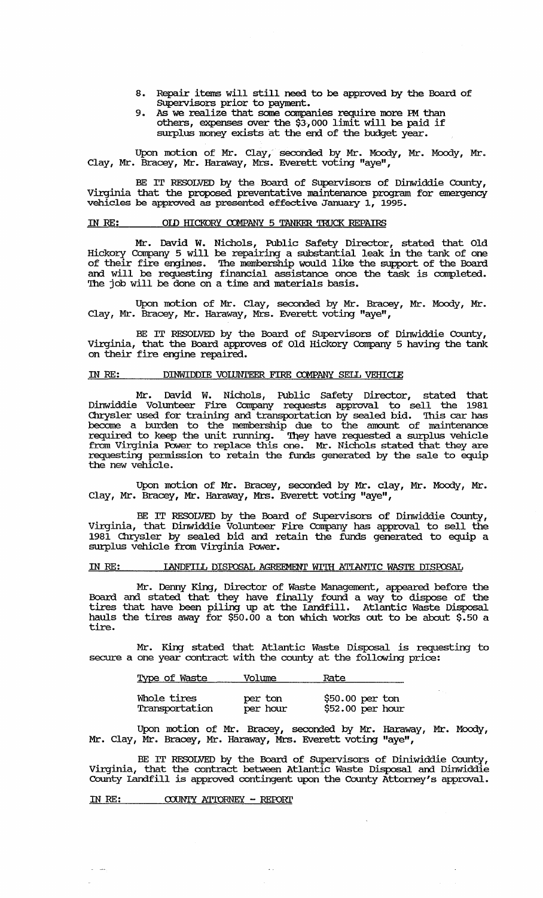8. Repair items will still need to be approved by the Board of Supervisors prior to payment.
9. As we realize that some companies require more PM than others, expenses over the $3,000 limit will be paid if surplus money exists at the end of the budget year.

Upon motion of Mr. Clay, seconded by Mr. Moody, Mr. Moody, Mr. Clay, Mr. Bracey, Mr. Haraway, Mrs. Everett voting "aye",

BE IT RESOLVED by the Board of Supervisors of Dinwiddie County, Virginia that the proposed preventative maintenance program for emergency vehicles be approved as presented effective January 1, 1995.

IN RE: OLD HICKORY COMPANY 5 TANKER TRUCK REPAIRS

Mr. David W. Nichols, Public Safety Director, stated that Old Hickory Company 5 will be repairing a substantial leak in the tank of one of their fire engines. The membership would like the support of the Board and will be requesting financial assistance once the task is completed. The job will be done on a time and materials basis.

Upon motion of Mr. Clay, seconded by Mr. Bracey, Mr. Moody, Mr. Clay, Mr. Bracey, Mr. Haraway, Mrs. Everett voting "aye",

BE IT RESOLVED by the Board of Supervisors of Dinwiddie County, Virginia, that the Board approves of Old Hickory Company 5 having the tank on their fire engine repaired.

IN RE: DINWIDDIE VOLUNTEER FIRE COMPANY SELL VEHICLE

Mr. David W. Nichols, Public Safety Director, stated that Dinwiddie Volunteer Fire Company requests approval to sell the 1981 Chrysler used for training and transportation by sealed bid. This car has become a burden to the membership due to the amount of maintenance required to keep the unit running. They have requested a surplus vehicle from Virginia Power to replace this one. Mr. Nichols stated that they are requesting permission to retain the funds generated by the sale to equip the new vehicle.

Upon motion of Mr. Bracey, seconded by Mr. Clay, Mr. Moody, Mr. Clay, Mr. Bracey, Mr. Haraway, Mrs. Everett voting "aye",

BE IT RESOLVED by the Board of Supervisors of Dinwiddie County, Virginia, that Dinwiddie Volunteer Fire Company has approval to sell the 1981 Chrysler by sealed bid and retain the funds generated to equip a surplus vehicle from Virginia Power.

IN RE: LANDFILL DISPOSAL AGREEMENT WITH ATLANTIC WASTE DISPOSAL

Mr. Denny King, Director of Waste Management, appeared before the Board and stated that they have finally found a way to dispose of the tires that have been piling up at the Landfill. Atlantic Waste Disposal hauls the tires away for $50.00 a ton which works out to be about $.50 a tire.

Mr. King stated that Atlantic Waste Disposal is requesting to secure a one year contract with the county at the following price:

| Type of Waste | Volume | Rate |
|---|---|---|
| Whole tires | per ton | $50.00 per ton |
| Transportation | per hour | $52.00 per hour |

Upon motion of Mr. Bracey, seconded by Mr. Haraway, Mr. Moody, Mr. Clay, Mr. Bracey, Mr. Haraway, Mrs. Everett voting "aye",

BE IT RESOLVED by the Board of Supervisors of Diniwiddie County, Virginia, that the contract between Atlantic Waste Disposal and Dinwiddie County Landfill is approved contingent upon the County Attorney's approval.

IN RE: COUNTY ATTORNEY - REPORT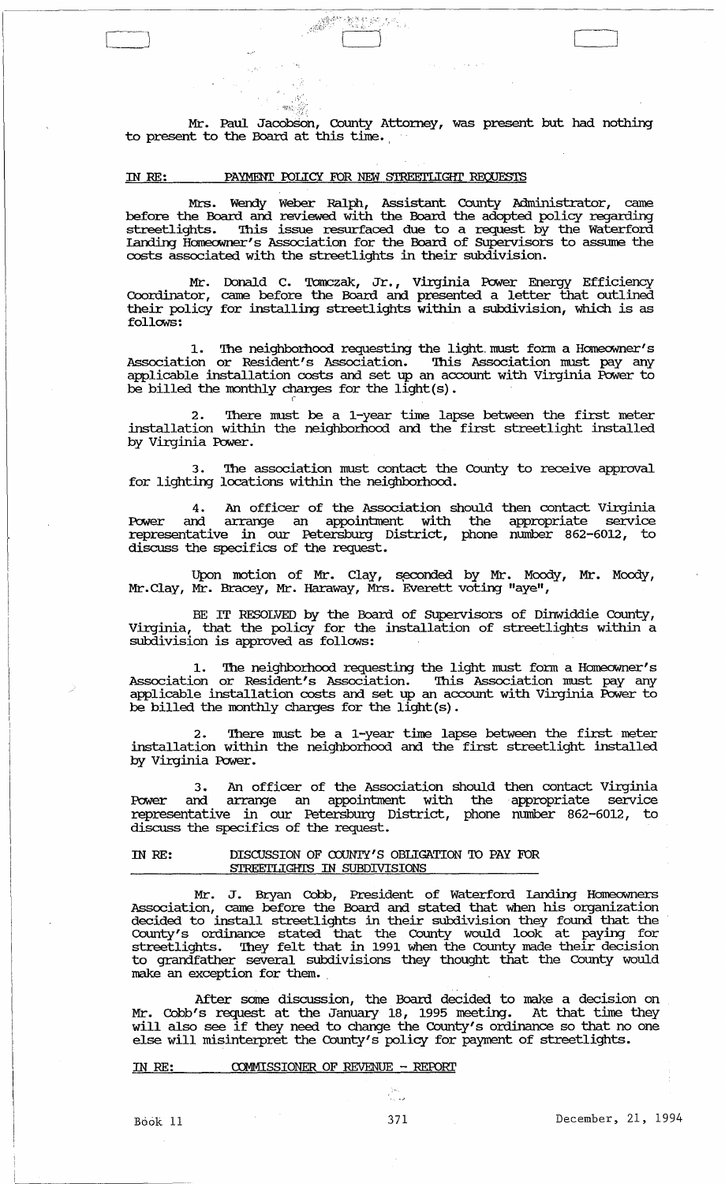Mr. Paul Jacobson, County Attorney, was present but had nothing to present to the Board at this time.

IN RE: PAYMENT POLICY FOR NEW STREETLIGHT REQUESTS

Mrs. Wendy Weber Ralph, Assistant County Administrator, came before the Board and reviewed with the Board the adopted policy regarding streetlights. This issue resurfaced due to a request by the Waterford Landing Homeowner's Association for the Board of Supervisors to assume the costs associated with the streetlights in their subdivision.

Mr. Donald C. Tomczak, Jr., Virginia Power Energy Efficiency Coordinator, came before the Board and presented a letter that outlined their policy for installing streetlights within a subdivision, which is as follows:

1. The neighborhood requesting the light must form a Homeowner's Association or Resident's Association. This Association must pay any applicable installation costs and set up an account with Virginia Power to be billed the monthly charges for the light(s).

2. There must be a 1-year time lapse between the first meter installation within the neighborhood and the first streetlight installed by Virginia Power.

3. The association must contact the County to receive approval for lighting locations within the neighborhood.

4. An officer of the Association should then contact Virginia Power and arrange an appointment with the appropriate service representative in our Petersburg District, phone number 862-6012, to discuss the specifics of the request.

Upon motion of Mr. Clay, seconded by Mr. Moody, Mr. Moody, Mr.Clay, Mr. Bracey, Mr. Haraway, Mrs. Everett voting "aye",

BE IT RESOLVED by the Board of Supervisors of Dinwiddie County, Virginia, that the policy for the installation of streetlights within a subdivision is approved as follows:

1. The neighborhood requesting the light must form a Homeowner's Association or Resident's Association. This Association must pay any applicable installation costs and set up an account with Virginia Power to be billed the monthly charges for the light(s).

2. There must be a 1-year time lapse between the first meter installation within the neighborhood and the first streetlight installed by Virginia Power.

3. An officer of the Association should then contact Virginia Power and arrange an appointment with the appropriate service representative in our Petersburg District, phone number 862-6012, to discuss the specifics of the request.

IN RE: DISCUSSION OF COUNTY'S OBLIGATION TO PAY FOR STREETLIGHTS IN SUBDIVISIONS

Mr. J. Bryan Cobb, President of Waterford Landing Homeowners Association, came before the Board and stated that when his organization decided to install streetlights in their subdivision they found that the County's ordinance stated that the County would look at paying for streetlights. They felt that in 1991 when the County made their decision to grandfather several subdivisions they thought that the County would make an exception for them.

After some discussion, the Board decided to make a decision on Mr. Cobb's request at the January 18, 1995 meeting. At that time they will also see if they need to change the County's ordinance so that no one else will misinterpret the County's policy for payment of streetlights.

IN RE: COMMISSIONER OF REVENUE - REPORT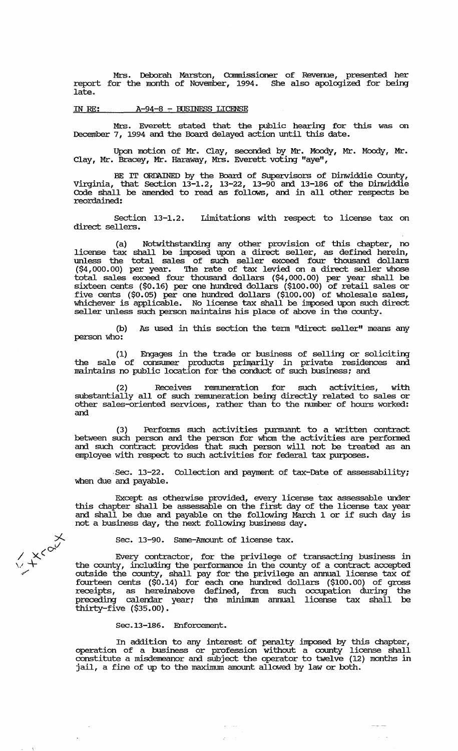Mrs. Deborah Marston, Commissioner of Revenue, presented her report for the month of November, 1994. She also apologized for being late.

IN RE: A-94-8 - BUSINESS LICENSE

Mrs. Everett stated that the public hearing for this was on December 7, 1994 and the Board delayed action until this date.

Upon motion of Mr. Clay, seconded by Mr. Moody, Mr. Moody, Mr. Clay, Mr. Bracey, Mr. Haraway, Mrs. Everett voting "aye",

BE IT ORDAINED by the Board of Supervisors of Dinwiddie County, Virginia, that Section 13-1.2, 13-22, 13-90 and 13-186 of the Dinwiddie Code shall be amended to read as follows, and in all other respects be reordained:

Section 13-1.2. Limitations with respect to license tax on direct sellers.

(a) Notwithstanding any other provision of this chapter, no license tax shall be imposed upon a direct seller, as defined herein, unless the total sales of such seller exceed four thousand dollars ($4,000.00) per year. The rate of tax levied on a direct seller whose total sales exceed four thousand dollars ($4,000.00) per year shall be sixteen cents ($0.16) per one hundred dollars ($100.00) of retail sales or five cents ($0.05) per one hundred dollars ($100.00) of wholesale sales, whichever is applicable. No license tax shall be imposed upon such direct seller unless such person maintains his place of above in the county.

(b) As used in this section the term "direct seller" means any person who:

(1) Engages in the trade or business of selling or soliciting the sale of consumer products primarily in private residences and maintains no public location for the conduct of such business; and

(2) Receives remuneration for such activities, with substantially all of such remuneration being directly related to sales or other sales-oriented services, rather than to the number of hours worked: and

(3) Performs such activities pursuant to a written contract between such person and the person for whom the activities are performed and such contract provides that such person will not be treated as an employee with respect to such activities for federal tax purposes.

Sec. 13-22. Collection and payment of tax-Date of assessability; when due and payable.

Except as otherwise provided, every license tax assessable under this chapter shall be assessable on the first day of the license tax year and shall be due and payable on the following March 1 or if such day is not a business day, the next following business day.

Sec. 13-90. Same-Amount of license tax.

Every contractor, for the privilege of transacting business in the county, including the performance in the county of a contract accepted outside the county, shall pay for the privilege an annual license tax of fourteen cents ($0.14) for each one hundred dollars ($100.00) of gross receipts, as hereinabove defined, from such occupation during the preceding calendar year; the minimum annual license tax shall be thirty-five ($35.00).

Sec. 13-186. Enforcement.

In addition to any interest of penalty imposed by this chapter, operation of a business or profession without a county license shall constitute a misdemeanor and subject the operator to twelve (12) months in jail, a fine of up to the maximum amount allowed by law or both.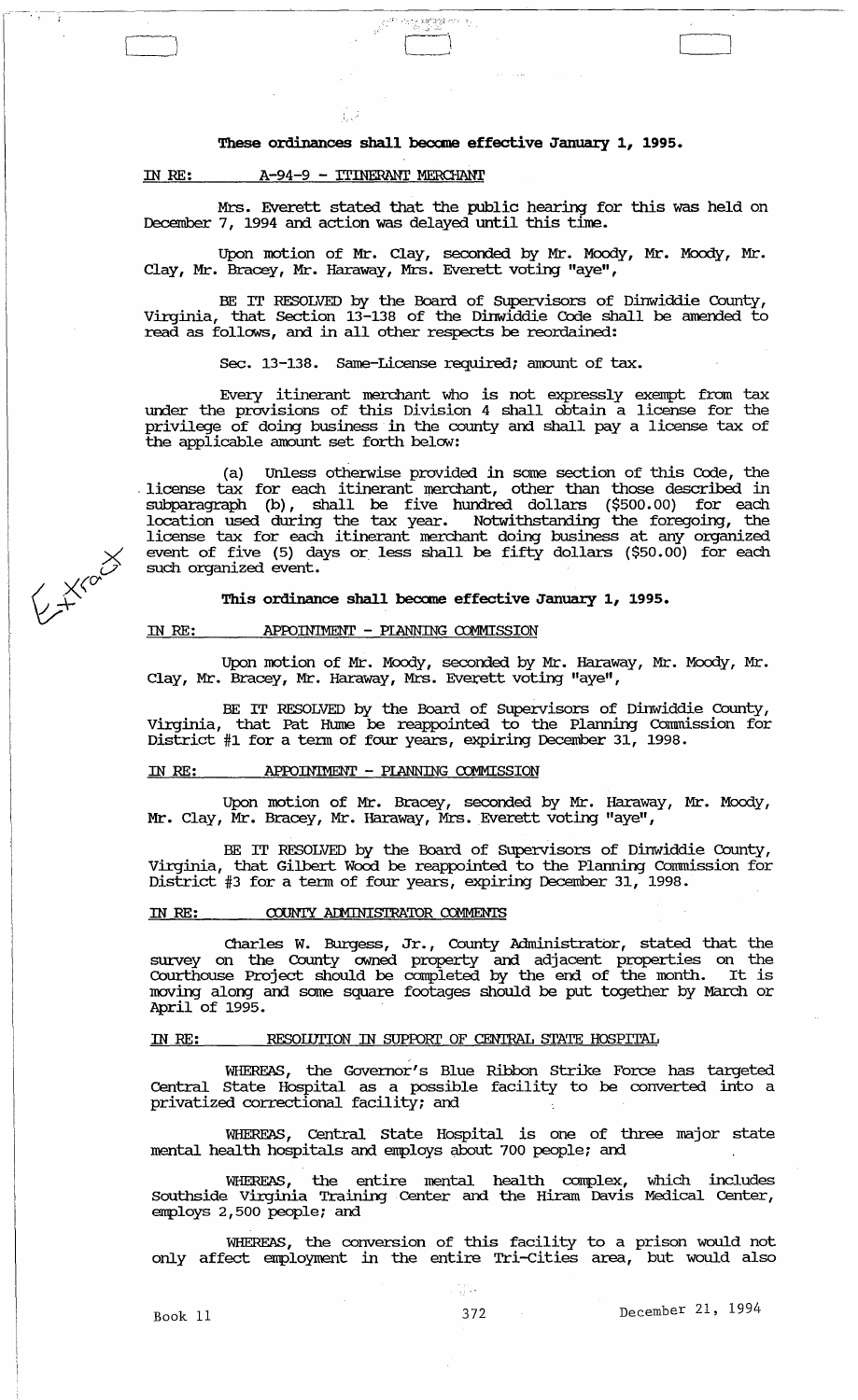**These ordinances shall become effective January 1, 1995.**

IN RE: A-94-9 - ITINERANT MERCHANT

Mrs. Everett stated that the public hearing for this was held on December 7, 1994 and action was delayed until this time.

Upon motion of Mr. Clay, seconded by Mr. Moody, Mr. Moody, Mr. Clay, Mr. Bracey, Mr. Haraway, Mrs. Everett voting "aye",

BE IT RESOLVED by the Board of Supervisors of Dinwiddie County, Virginia, that Section 13-138 of the Dinwiddie Code shall be amended to read as follows, and in all other respects be reordained:

Sec. 13-138. Same-License required; amount of tax.

Every itinerant merchant who is not expressly exempt from tax under the provisions of this Division 4 shall obtain a license for the privilege of doing business in the county and shall pay a license tax of the applicable amount set forth below:

(a) Unless otherwise provided in some section of this Code, the license tax for each itinerant merchant, other than those described in subparagraph (b), shall be five hundred dollars ($500.00) for each location used during the tax year. Notwithstanding the foregoing, the license tax for each itinerant merchant doing business at any organized event of five (5) days or less shall be fifty dollars ($50.00) for each such organized event.

**This ordinance shall become effective January 1, 1995.**

IN RE: APPOINTMENT - PLANNING COMMISSION

Upon motion of Mr. Moody, seconded by Mr. Haraway, Mr. Moody, Mr. Clay, Mr. Bracey, Mr. Haraway, Mrs. Everett voting "aye",

BE IT RESOLVED by the Board of Supervisors of Dinwiddie County, Virginia, that Pat Hume be reappointed to the Planning Commission for District #1 for a term of four years, expiring December 31, 1998.

IN RE: APPOINTMENT - PLANNING COMMISSION

Upon motion of Mr. Bracey, seconded by Mr. Haraway, Mr. Moody, Mr. Clay, Mr. Bracey, Mr. Haraway, Mrs. Everett voting "aye",

BE IT RESOLVED by the Board of Supervisors of Dinwiddie County, Virginia, that Gilbert Wood be reappointed to the Planning Commission for District #3 for a term of four years, expiring December 31, 1998.

IN RE: COUNTY ADMINISTRATOR COMMENTS

Charles W. Burgess, Jr., County Administrator, stated that the survey on the County owned property and adjacent properties on the Courthouse Project should be completed by the end of the month. It is moving along and some square footages should be put together by March or April of 1995.

IN RE: RESOLUTION IN SUPPORT OF CENTRAL STATE HOSPITAL

WHEREAS, the Governor's Blue Ribbon Strike Force has targeted Central State Hospital as a possible facility to be converted into a privatized correctional facility; and

WHEREAS, Central State Hospital is one of three major state mental health hospitals and employs about 700 people; and

WHEREAS, the entire mental health complex, which includes Southside Virginia Training Center and the Hiram Davis Medical Center, employs 2,500 people; and

WHEREAS, the conversion of this facility to a prison would not only affect employment in the entire Tri-Cities area, but would also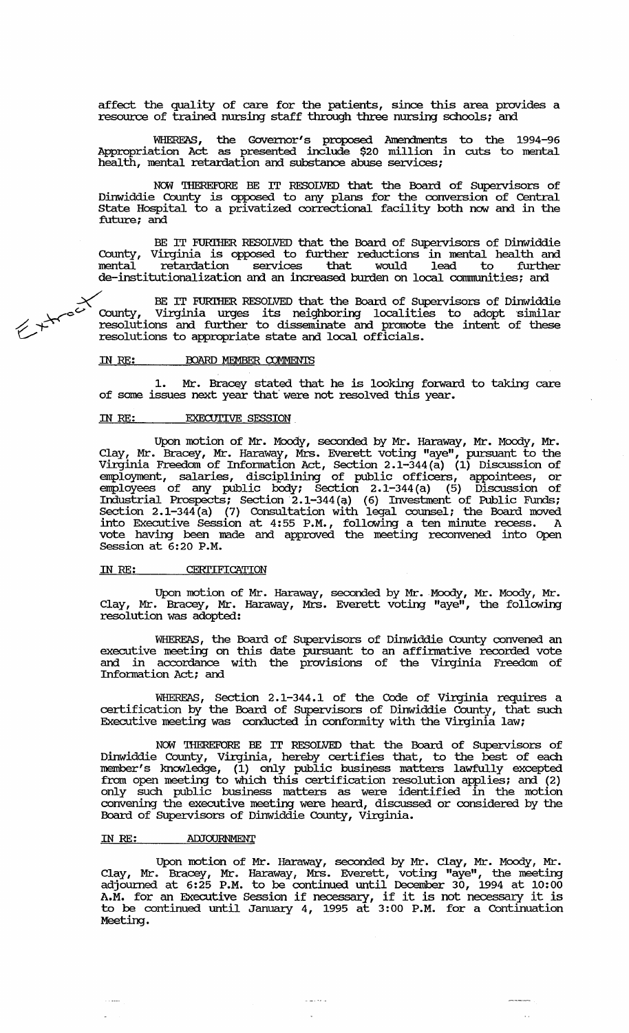affect the quality of care for the patients, since this area provides a resource of trained nursing staff through three nursing schools; and

WHEREAS, the Governor's proposed Amendments to the 1994-96 Appropriation Act as presented include $20 million in cuts to mental health, mental retardation and substance abuse services;

NOW THEREFORE BE IT RESOLVED that the Board of Supervisors of Dinwiddie County is opposed to any plans for the conversion of Central State Hospital to a privatized correctional facility both now and in the future; and

BE IT FURTHER RESOLVED that the Board of Supervisors of Dinwiddie County, Virginia is opposed to further reductions in mental health and mental retardation services that would lead to further de-institutionalization and an increased burden on local communities; and

BE IT FURTHER RESOLVED that the Board of Supervisors of Dinwiddie County, Virginia urges its neighboring localities to adopt similar resolutions and further to disseminate and promote the intent of these resolutions to appropriate state and local officials.

Extract

IN RE: BOARD MEMBER COMMENTS

1. Mr. Bracey stated that he is looking forward to taking care of some issues next year that were not resolved this year.

IN RE: EXECUTIVE SESSION

Upon motion of Mr. Moody, seconded by Mr. Haraway, Mr. Moody, Mr. Clay, Mr. Bracey, Mr. Haraway, Mrs. Everett voting "aye", pursuant to the Virginia Freedom of Information Act, Section 2.1-344(a) (1) Discussion of employment, salaries, disciplining of public officers, appointees, or employees of any public body; Section 2.1-344(a) (5) Discussion of Industrial Prospects; Section 2.1-344(a) (6) Investment of Public Funds; Section 2.1-344(a) (7) Consultation with legal counsel; the Board moved into Executive Session at 4:55 P.M., following a ten minute recess. A vote having been made and approved the meeting reconvened into Open Session at 6:20 P.M.

IN RE: CERTIFICATION

Upon motion of Mr. Haraway, seconded by Mr. Moody, Mr. Moody, Mr. Clay, Mr. Bracey, Mr. Haraway, Mrs. Everett voting "aye", the following resolution was adopted:

WHEREAS, the Board of Supervisors of Dinwiddie County convened an executive meeting on this date pursuant to an affirmative recorded vote and in accordance with the provisions of the Virginia Freedom of Information Act; and

WHEREAS, Section 2.1-344.1 of the Code of Virginia requires a certification by the Board of Supervisors of Dinwiddie County, that such Executive meeting was conducted in conformity with the Virginia law;

NOW THEREFORE BE IT RESOLVED that the Board of Supervisors of Dinwiddie County, Virginia, hereby certifies that, to the best of each member's knowledge, (1) only public business matters lawfully excepted from open meeting to which this certification resolution applies; and (2) only such public business matters as were identified in the motion convening the executive meeting were heard, discussed or considered by the Board of Supervisors of Dinwiddie County, Virginia.

IN RE: ADJOURNMENT

Upon motion of Mr. Haraway, seconded by Mr. Clay, Mr. Moody, Mr. Clay, Mr. Bracey, Mr. Haraway, Mrs. Everett, voting "aye", the meeting adjourned at 6:25 P.M. to be continued until December 30, 1994 at 10:00 A.M. for an Executive Session if necessary, if it is not necessary it is to be continued until January 4, 1995 at 3:00 P.M. for a Continuation Meeting.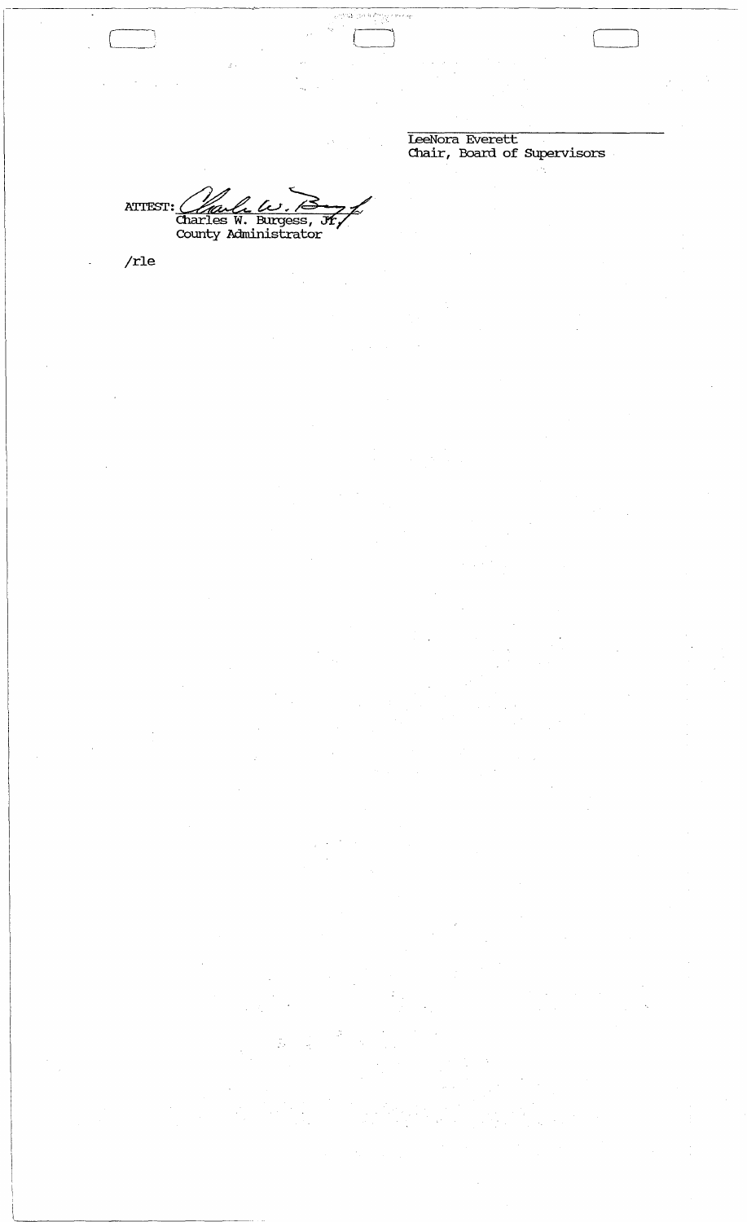LeeNora Everett
Chair, Board of Supervisors

ATTEST: Charles W. Burgess, Jr.
County Administrator

/rle